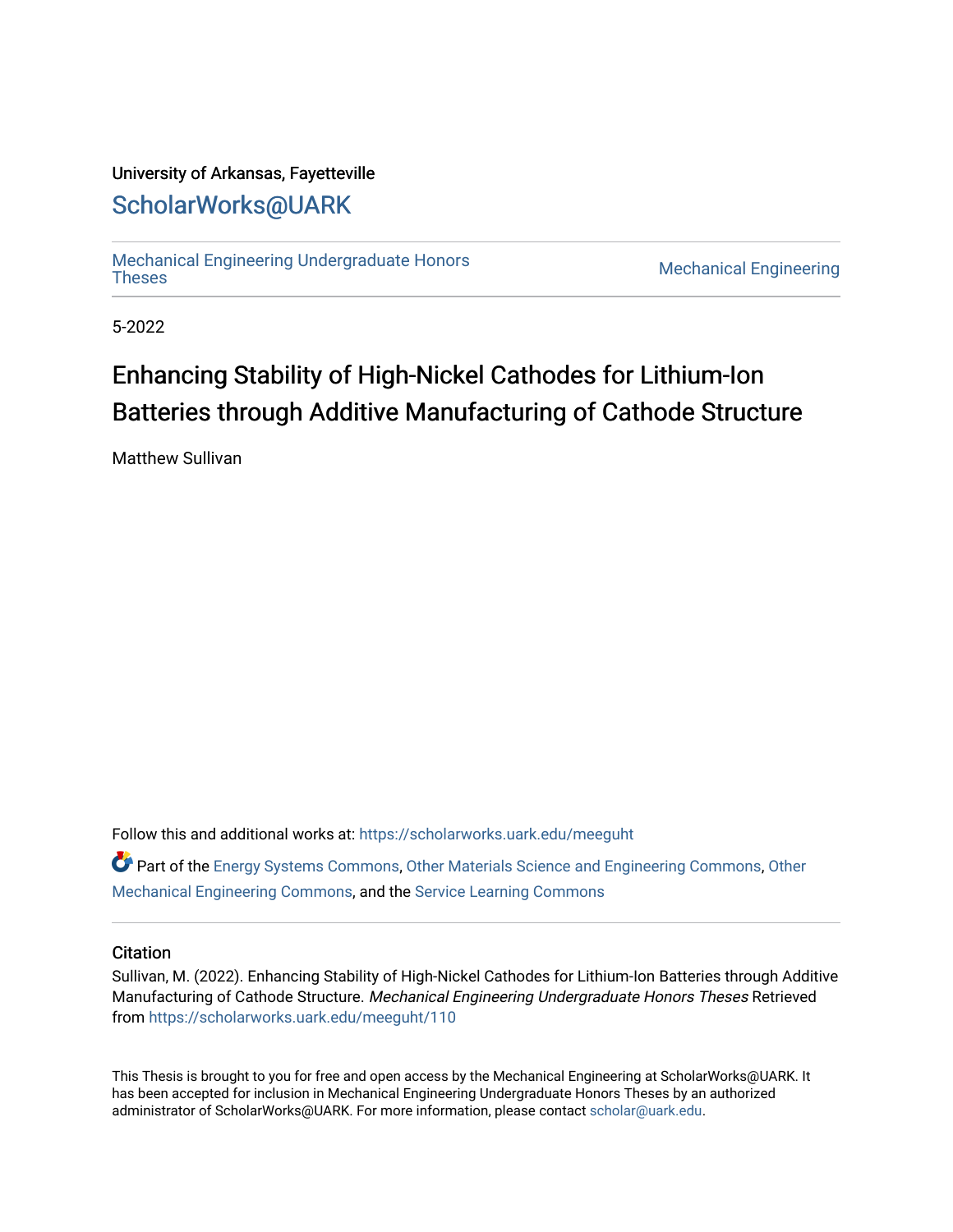University of Arkansas, Fayetteville

# ScholarWorks@UARK

Mechanical Engineering Undergraduate Honors Theses

Mechanical Engineering

5-2022

# Enhancing Stability of High-Nickel Cathodes for Lithium-Ion Batteries through Additive Manufacturing of Cathode Structure

Matthew Sullivan

Follow this and additional works at: https://scholarworks.uark.edu/meeguht

Part of the Energy Systems Commons, Other Materials Science and Engineering Commons, Other Mechanical Engineering Commons, and the Service Learning Commons

## Citation

Sullivan, M. (2022). Enhancing Stability of High-Nickel Cathodes for Lithium-Ion Batteries through Additive Manufacturing of Cathode Structure. *Mechanical Engineering Undergraduate Honors Theses* Retrieved from https://scholarworks.uark.edu/meeguht/110

This Thesis is brought to you for free and open access by the Mechanical Engineering at ScholarWorks@UARK. It has been accepted for inclusion in Mechanical Engineering Undergraduate Honors Theses by an authorized administrator of ScholarWorks@UARK. For more information, please contact scholar@uark.edu.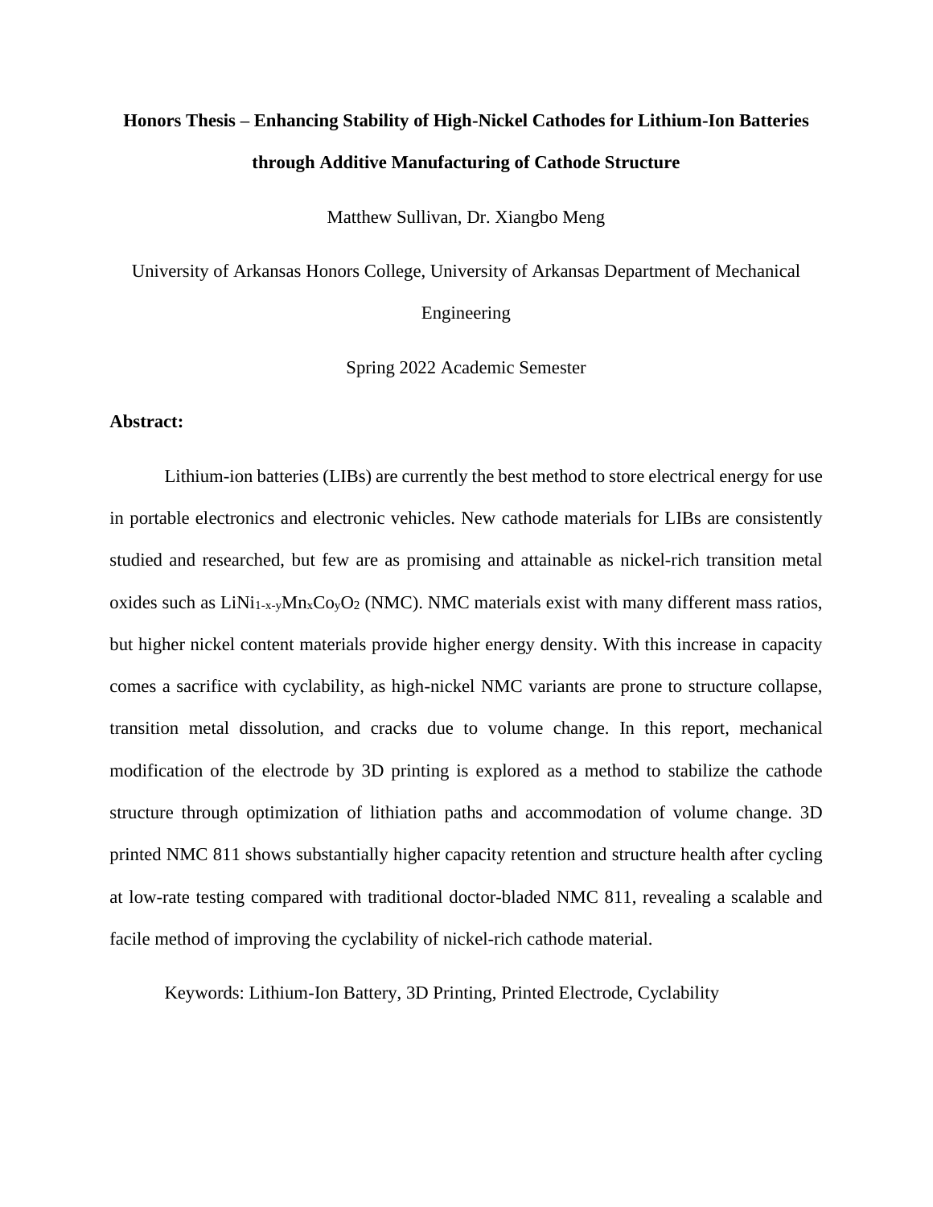# Honors Thesis – Enhancing Stability of High-Nickel Cathodes for Lithium-Ion Batteries through Additive Manufacturing of Cathode Structure

Matthew Sullivan, Dr. Xiangbo Meng

University of Arkansas Honors College, University of Arkansas Department of Mechanical Engineering

Spring 2022 Academic Semester

**Abstract:**

Lithium-ion batteries (LIBs) are currently the best method to store electrical energy for use in portable electronics and electronic vehicles. New cathode materials for LIBs are consistently studied and researched, but few are as promising and attainable as nickel-rich transition metal oxides such as $LiNi_{1-x-y}Mn_xCo_yO_2$ (NMC). NMC materials exist with many different mass ratios, but higher nickel content materials provide higher energy density. With this increase in capacity comes a sacrifice with cyclability, as high-nickel NMC variants are prone to structure collapse, transition metal dissolution, and cracks due to volume change. In this report, mechanical modification of the electrode by 3D printing is explored as a method to stabilize the cathode structure through optimization of lithiation paths and accommodation of volume change. 3D printed NMC 811 shows substantially higher capacity retention and structure health after cycling at low-rate testing compared with traditional doctor-bladed NMC 811, revealing a scalable and facile method of improving the cyclability of nickel-rich cathode material.

Keywords: Lithium-Ion Battery, 3D Printing, Printed Electrode, Cyclability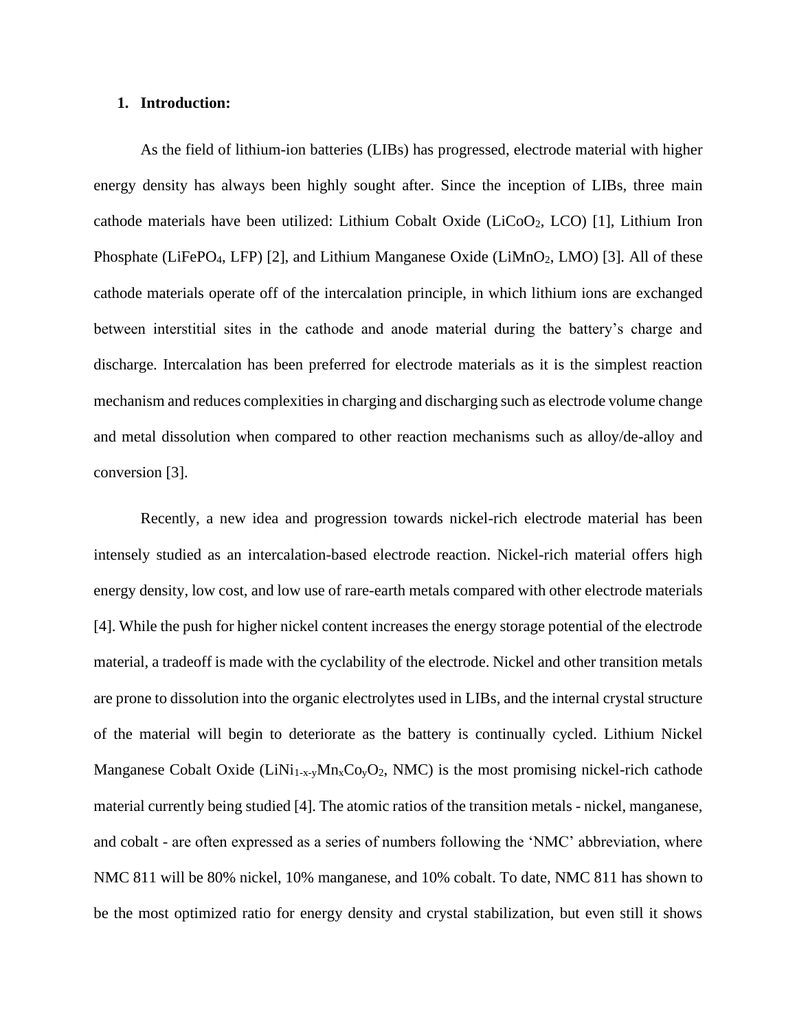## 1. Introduction:

As the field of lithium-ion batteries (LIBs) has progressed, electrode material with higher energy density has always been highly sought after. Since the inception of LIBs, three main cathode materials have been utilized: Lithium Cobalt Oxide ($LiCoO_2$, LCO) [1], Lithium Iron Phosphate ($LiFePO_4$, LFP) [2], and Lithium Manganese Oxide ($LiMnO_2$, LMO) [3]. All of these cathode materials operate off of the intercalation principle, in which lithium ions are exchanged between interstitial sites in the cathode and anode material during the battery's charge and discharge. Intercalation has been preferred for electrode materials as it is the simplest reaction mechanism and reduces complexities in charging and discharging such as electrode volume change and metal dissolution when compared to other reaction mechanisms such as alloy/de-alloy and conversion [3].

Recently, a new idea and progression towards nickel-rich electrode material has been intensely studied as an intercalation-based electrode reaction. Nickel-rich material offers high energy density, low cost, and low use of rare-earth metals compared with other electrode materials [4]. While the push for higher nickel content increases the energy storage potential of the electrode material, a tradeoff is made with the cyclability of the electrode. Nickel and other transition metals are prone to dissolution into the organic electrolytes used in LIBs, and the internal crystal structure of the material will begin to deteriorate as the battery is continually cycled. Lithium Nickel Manganese Cobalt Oxide ($LiNi_{1-x-y}Mn_xCo_yO_2$, NMC) is the most promising nickel-rich cathode material currently being studied [4]. The atomic ratios of the transition metals - nickel, manganese, and cobalt - are often expressed as a series of numbers following the 'NMC' abbreviation, where NMC 811 will be 80% nickel, 10% manganese, and 10% cobalt. To date, NMC 811 has shown to be the most optimized ratio for energy density and crystal stabilization, but even still it shows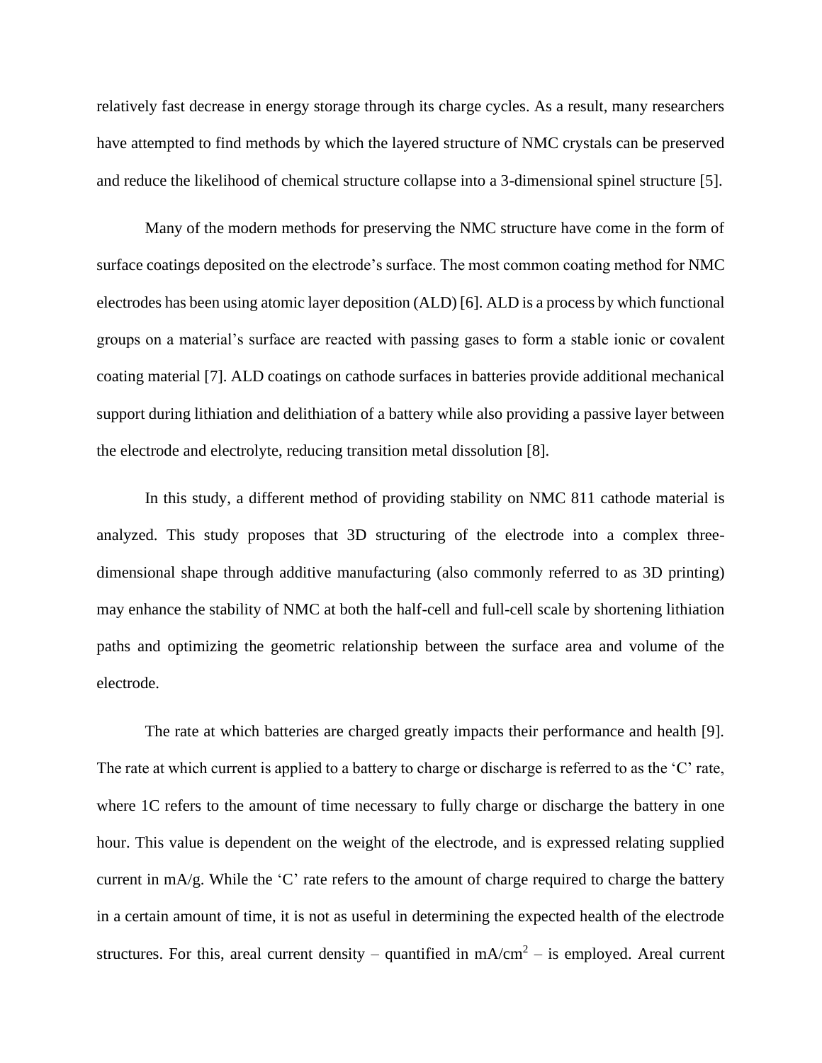relatively fast decrease in energy storage through its charge cycles. As a result, many researchers have attempted to find methods by which the layered structure of NMC crystals can be preserved and reduce the likelihood of chemical structure collapse into a 3-dimensional spinel structure [5].

Many of the modern methods for preserving the NMC structure have come in the form of surface coatings deposited on the electrode's surface. The most common coating method for NMC electrodes has been using atomic layer deposition (ALD) [6]. ALD is a process by which functional groups on a material's surface are reacted with passing gases to form a stable ionic or covalent coating material [7]. ALD coatings on cathode surfaces in batteries provide additional mechanical support during lithiation and delithiation of a battery while also providing a passive layer between the electrode and electrolyte, reducing transition metal dissolution [8].

In this study, a different method of providing stability on NMC 811 cathode material is analyzed. This study proposes that 3D structuring of the electrode into a complex three-dimensional shape through additive manufacturing (also commonly referred to as 3D printing) may enhance the stability of NMC at both the half-cell and full-cell scale by shortening lithiation paths and optimizing the geometric relationship between the surface area and volume of the electrode.

The rate at which batteries are charged greatly impacts their performance and health [9]. The rate at which current is applied to a battery to charge or discharge is referred to as the 'C' rate, where 1C refers to the amount of time necessary to fully charge or discharge the battery in one hour. This value is dependent on the weight of the electrode, and is expressed relating supplied current in mA/g. While the 'C' rate refers to the amount of charge required to charge the battery in a certain amount of time, it is not as useful in determining the expected health of the electrode structures. For this, areal current density – quantified in $mA/cm^2$ – is employed. Areal current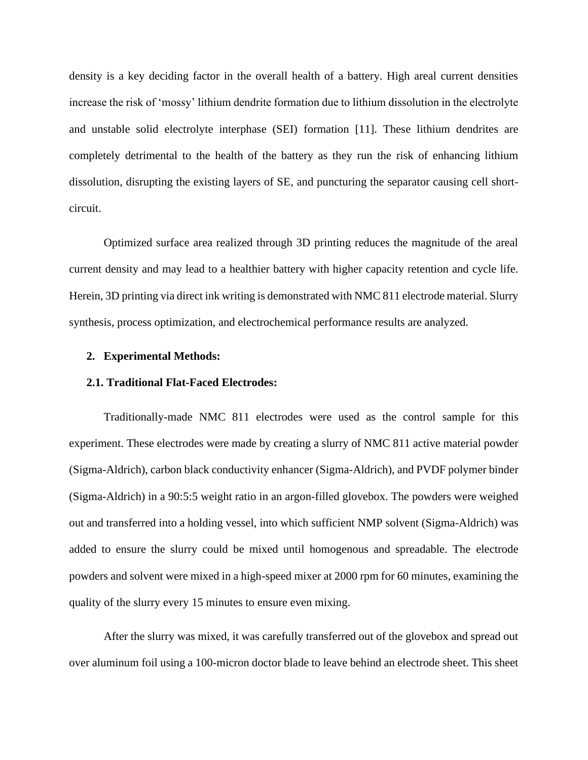density is a key deciding factor in the overall health of a battery. High areal current densities increase the risk of 'mossy' lithium dendrite formation due to lithium dissolution in the electrolyte and unstable solid electrolyte interphase (SEI) formation [11]. These lithium dendrites are completely detrimental to the health of the battery as they run the risk of enhancing lithium dissolution, disrupting the existing layers of SE, and puncturing the separator causing cell short-circuit.

Optimized surface area realized through 3D printing reduces the magnitude of the areal current density and may lead to a healthier battery with higher capacity retention and cycle life. Herein, 3D printing via direct ink writing is demonstrated with NMC 811 electrode material. Slurry synthesis, process optimization, and electrochemical performance results are analyzed.

## 2. Experimental Methods:

### 2.1. Traditional Flat-Faced Electrodes:

Traditionally-made NMC 811 electrodes were used as the control sample for this experiment. These electrodes were made by creating a slurry of NMC 811 active material powder (Sigma-Aldrich), carbon black conductivity enhancer (Sigma-Aldrich), and PVDF polymer binder (Sigma-Aldrich) in a 90:5:5 weight ratio in an argon-filled glovebox. The powders were weighed out and transferred into a holding vessel, into which sufficient NMP solvent (Sigma-Aldrich) was added to ensure the slurry could be mixed until homogenous and spreadable. The electrode powders and solvent were mixed in a high-speed mixer at 2000 rpm for 60 minutes, examining the quality of the slurry every 15 minutes to ensure even mixing.

After the slurry was mixed, it was carefully transferred out of the glovebox and spread out over aluminum foil using a 100-micron doctor blade to leave behind an electrode sheet. This sheet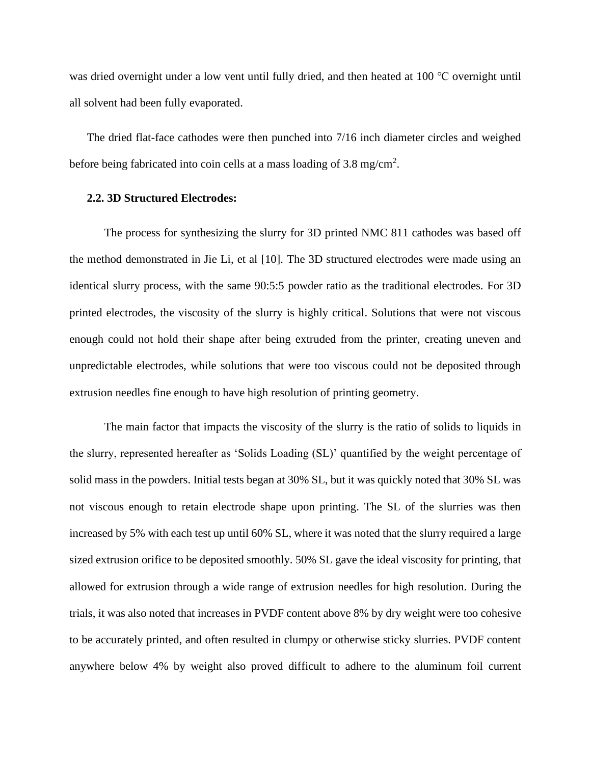was dried overnight under a low vent until fully dried, and then heated at 100 ℃ overnight until all solvent had been fully evaporated.

The dried flat-face cathodes were then punched into 7/16 inch diameter circles and weighed before being fabricated into coin cells at a mass loading of 3.8 $mg/cm^2$.

### 2.2. 3D Structured Electrodes:

The process for synthesizing the slurry for 3D printed NMC 811 cathodes was based off the method demonstrated in Jie Li, et al [10]. The 3D structured electrodes were made using an identical slurry process, with the same 90:5:5 powder ratio as the traditional electrodes. For 3D printed electrodes, the viscosity of the slurry is highly critical. Solutions that were not viscous enough could not hold their shape after being extruded from the printer, creating uneven and unpredictable electrodes, while solutions that were too viscous could not be deposited through extrusion needles fine enough to have high resolution of printing geometry.

The main factor that impacts the viscosity of the slurry is the ratio of solids to liquids in the slurry, represented hereafter as 'Solids Loading (SL)' quantified by the weight percentage of solid mass in the powders. Initial tests began at 30% SL, but it was quickly noted that 30% SL was not viscous enough to retain electrode shape upon printing. The SL of the slurries was then increased by 5% with each test up until 60% SL, where it was noted that the slurry required a large sized extrusion orifice to be deposited smoothly. 50% SL gave the ideal viscosity for printing, that allowed for extrusion through a wide range of extrusion needles for high resolution. During the trials, it was also noted that increases in PVDF content above 8% by dry weight were too cohesive to be accurately printed, and often resulted in clumpy or otherwise sticky slurries. PVDF content anywhere below 4% by weight also proved difficult to adhere to the aluminum foil current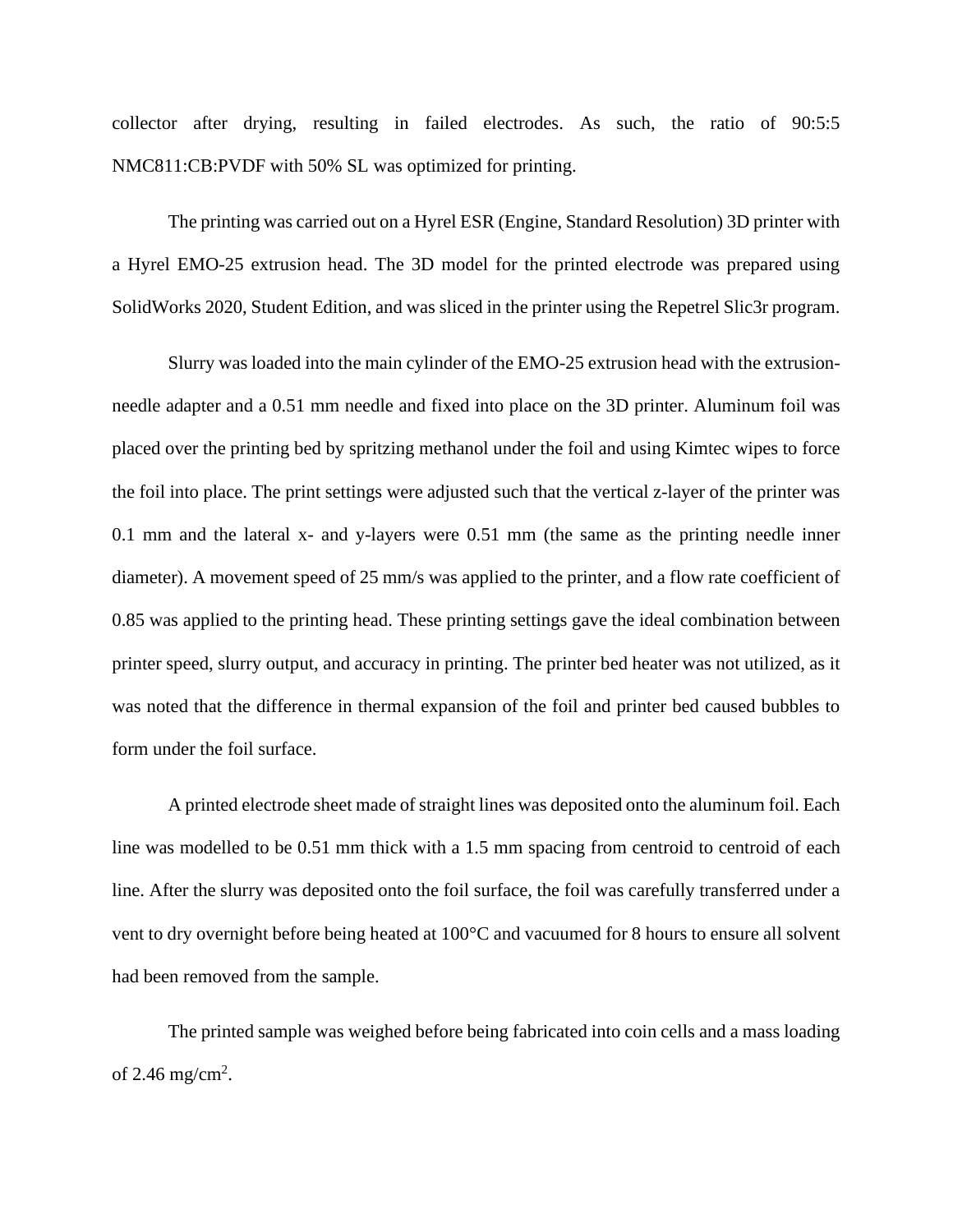collector after drying, resulting in failed electrodes. As such, the ratio of 90:5:5 NMC811:CB:PVDF with 50% SL was optimized for printing.

The printing was carried out on a Hyrel ESR (Engine, Standard Resolution) 3D printer with a Hyrel EMO-25 extrusion head. The 3D model for the printed electrode was prepared using SolidWorks 2020, Student Edition, and was sliced in the printer using the Repetrel Slic3r program.

Slurry was loaded into the main cylinder of the EMO-25 extrusion head with the extrusion-needle adapter and a 0.51 mm needle and fixed into place on the 3D printer. Aluminum foil was placed over the printing bed by spritzing methanol under the foil and using Kimtec wipes to force the foil into place. The print settings were adjusted such that the vertical z-layer of the printer was 0.1 mm and the lateral x- and y-layers were 0.51 mm (the same as the printing needle inner diameter). A movement speed of 25 mm/s was applied to the printer, and a flow rate coefficient of 0.85 was applied to the printing head. These printing settings gave the ideal combination between printer speed, slurry output, and accuracy in printing. The printer bed heater was not utilized, as it was noted that the difference in thermal expansion of the foil and printer bed caused bubbles to form under the foil surface.

A printed electrode sheet made of straight lines was deposited onto the aluminum foil. Each line was modelled to be 0.51 mm thick with a 1.5 mm spacing from centroid to centroid of each line. After the slurry was deposited onto the foil surface, the foil was carefully transferred under a vent to dry overnight before being heated at 100°C and vacuumed for 8 hours to ensure all solvent had been removed from the sample.

The printed sample was weighed before being fabricated into coin cells and a mass loading of 2.46 mg/cm$^2$.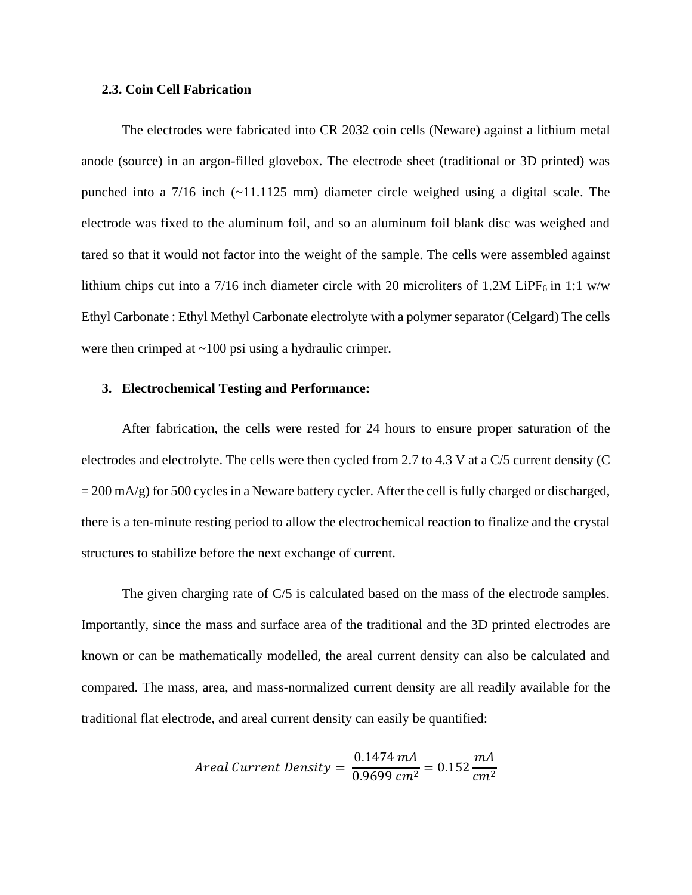### 2.3. Coin Cell Fabrication

The electrodes were fabricated into CR 2032 coin cells (Neware) against a lithium metal anode (source) in an argon-filled glovebox. The electrode sheet (traditional or 3D printed) was punched into a 7/16 inch (~11.1125 mm) diameter circle weighed using a digital scale. The electrode was fixed to the aluminum foil, and so an aluminum foil blank disc was weighed and tared so that it would not factor into the weight of the sample. The cells were assembled against lithium chips cut into a 7/16 inch diameter circle with 20 microliters of 1.2M $LiPF_6$ in 1:1 w/w Ethyl Carbonate : Ethyl Methyl Carbonate electrolyte with a polymer separator (Celgard) The cells were then crimped at ~100 psi using a hydraulic crimper.

## 3. Electrochemical Testing and Performance:

After fabrication, the cells were rested for 24 hours to ensure proper saturation of the electrodes and electrolyte. The cells were then cycled from 2.7 to 4.3 V at a C/5 current density (C = 200 mA/g) for 500 cycles in a Neware battery cycler. After the cell is fully charged or discharged, there is a ten-minute resting period to allow the electrochemical reaction to finalize and the crystal structures to stabilize before the next exchange of current.

The given charging rate of C/5 is calculated based on the mass of the electrode samples. Importantly, since the mass and surface area of the traditional and the 3D printed electrodes are known or can be mathematically modelled, the areal current density can also be calculated and compared. The mass, area, and mass-normalized current density are all readily available for the traditional flat electrode, and areal current density can easily be quantified:

$$Areal\ Current\ Density = \frac{0.1474\ mA}{0.9699\ cm^2} = 0.152\ \frac{mA}{cm^2}$$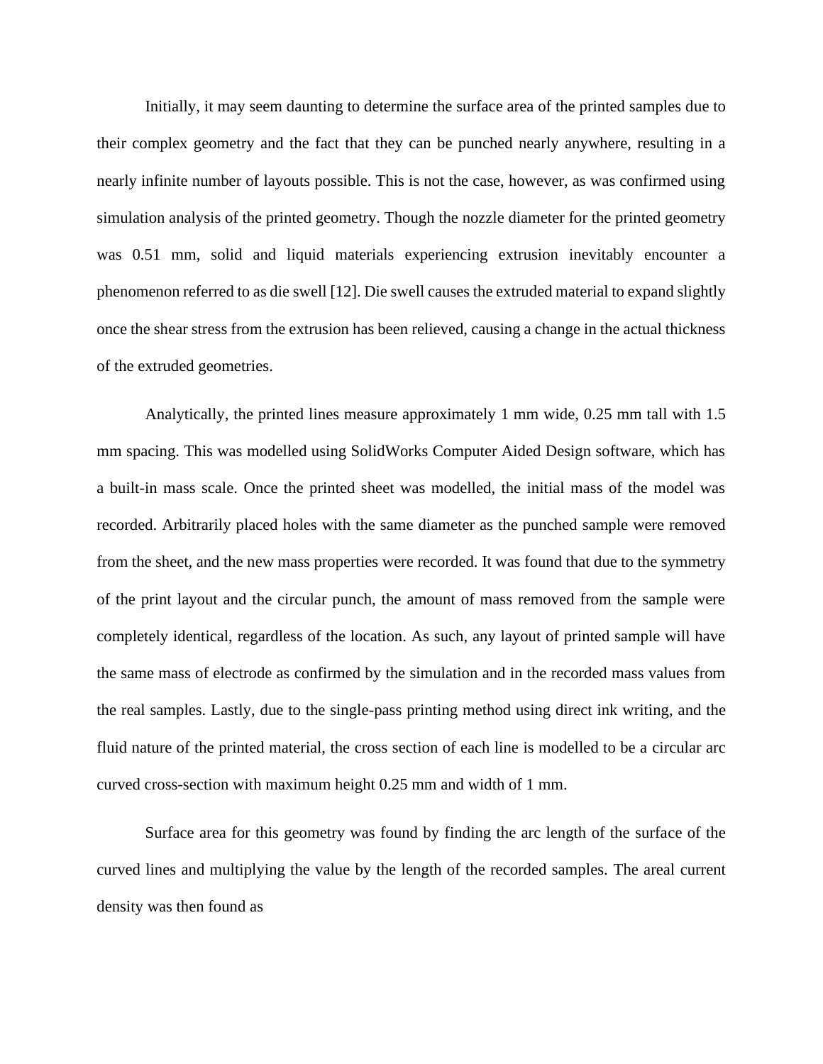Initially, it may seem daunting to determine the surface area of the printed samples due to their complex geometry and the fact that they can be punched nearly anywhere, resulting in a nearly infinite number of layouts possible. This is not the case, however, as was confirmed using simulation analysis of the printed geometry. Though the nozzle diameter for the printed geometry was 0.51 mm, solid and liquid materials experiencing extrusion inevitably encounter a phenomenon referred to as die swell [12]. Die swell causes the extruded material to expand slightly once the shear stress from the extrusion has been relieved, causing a change in the actual thickness of the extruded geometries.

Analytically, the printed lines measure approximately 1 mm wide, 0.25 mm tall with 1.5 mm spacing. This was modelled using SolidWorks Computer Aided Design software, which has a built-in mass scale. Once the printed sheet was modelled, the initial mass of the model was recorded. Arbitrarily placed holes with the same diameter as the punched sample were removed from the sheet, and the new mass properties were recorded. It was found that due to the symmetry of the print layout and the circular punch, the amount of mass removed from the sample were completely identical, regardless of the location. As such, any layout of printed sample will have the same mass of electrode as confirmed by the simulation and in the recorded mass values from the real samples. Lastly, due to the single-pass printing method using direct ink writing, and the fluid nature of the printed material, the cross section of each line is modelled to be a circular arc curved cross-section with maximum height 0.25 mm and width of 1 mm.

Surface area for this geometry was found by finding the arc length of the surface of the curved lines and multiplying the value by the length of the recorded samples. The areal current density was then found as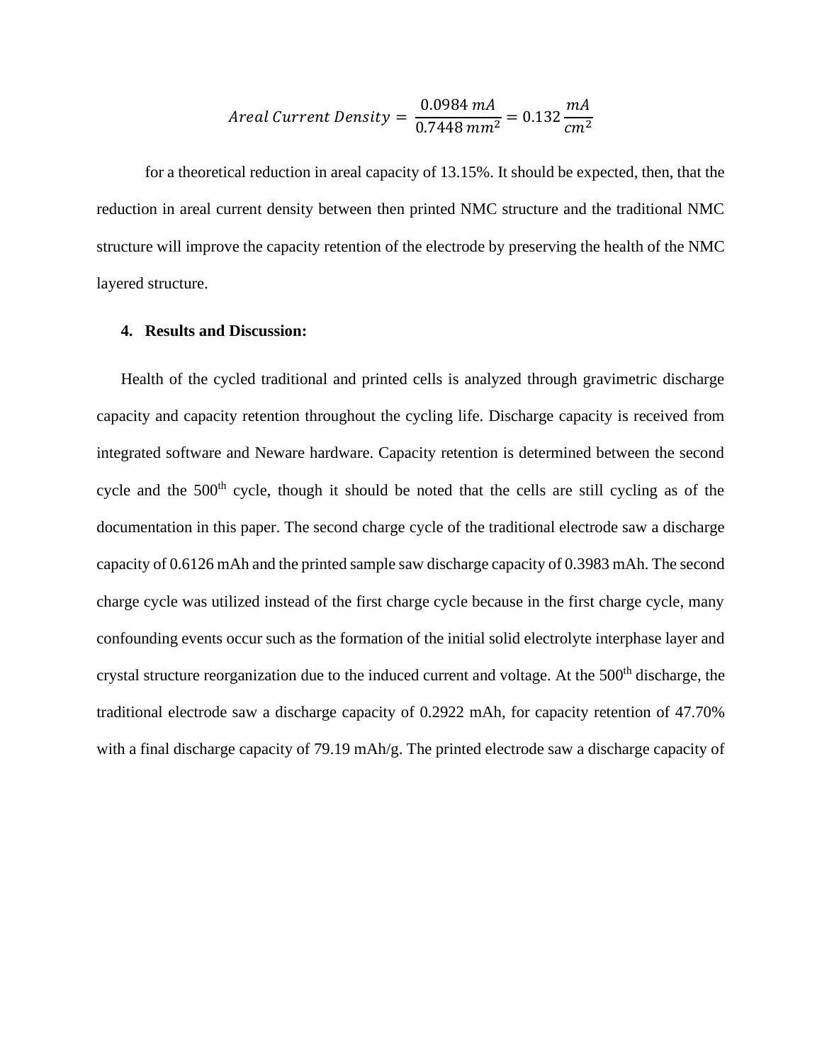$$Areal\ Current\ Density = \frac{0.0984\ mA}{0.7448\ mm^2} = 0.132\ \frac{mA}{cm^2}$$

for a theoretical reduction in areal capacity of 13.15%. It should be expected, then, that the reduction in areal current density between then printed NMC structure and the traditional NMC structure will improve the capacity retention of the electrode by preserving the health of the NMC layered structure.

## 4. Results and Discussion:

Health of the cycled traditional and printed cells is analyzed through gravimetric discharge capacity and capacity retention throughout the cycling life. Discharge capacity is received from integrated software and Neware hardware. Capacity retention is determined between the second cycle and the 500$^{th}$ cycle, though it should be noted that the cells are still cycling as of the documentation in this paper. The second charge cycle of the traditional electrode saw a discharge capacity of 0.6126 mAh and the printed sample saw discharge capacity of 0.3983 mAh. The second charge cycle was utilized instead of the first charge cycle because in the first charge cycle, many confounding events occur such as the formation of the initial solid electrolyte interphase layer and crystal structure reorganization due to the induced current and voltage. At the 500$^{th}$ discharge, the traditional electrode saw a discharge capacity of 0.2922 mAh, for capacity retention of 47.70% with a final discharge capacity of 79.19 mAh/g. The printed electrode saw a discharge capacity of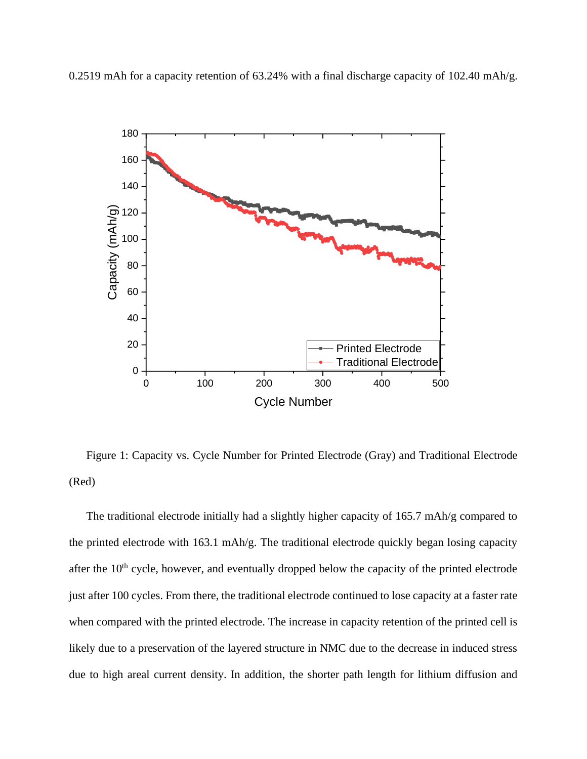0.2519 mAh for a capacity retention of 63.24% with a final discharge capacity of 102.40 mAh/g.

Figure 1: Capacity vs. Cycle Number for Printed Electrode (Gray) and Traditional Electrode (Red)

The traditional electrode initially had a slightly higher capacity of 165.7 mAh/g compared to the printed electrode with 163.1 mAh/g. The traditional electrode quickly began losing capacity after the 10th cycle, however, and eventually dropped below the capacity of the printed electrode just after 100 cycles. From there, the traditional electrode continued to lose capacity at a faster rate when compared with the printed electrode. The increase in capacity retention of the printed cell is likely due to a preservation of the layered structure in NMC due to the decrease in induced stress due to high areal current density. In addition, the shorter path length for lithium diffusion and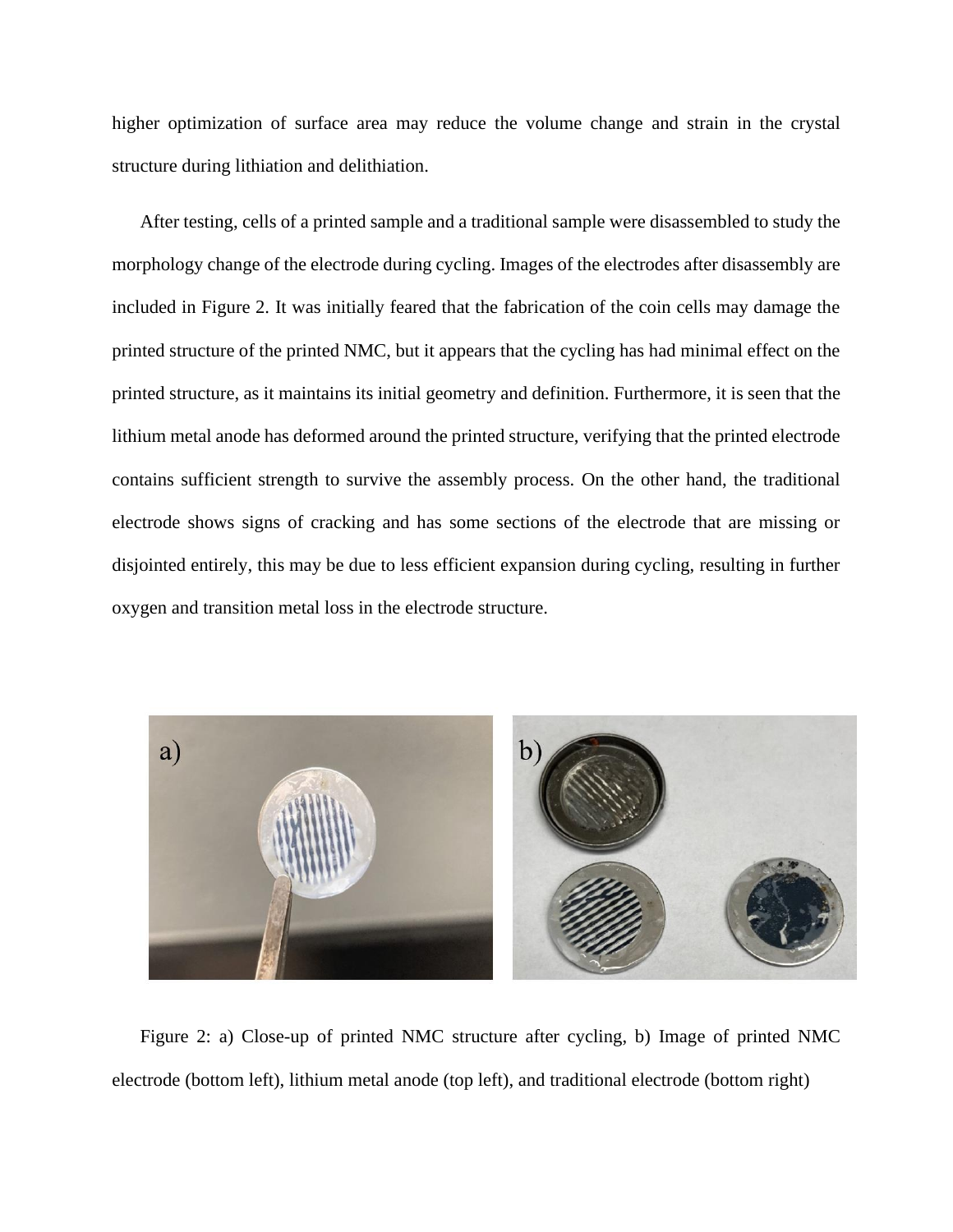higher optimization of surface area may reduce the volume change and strain in the crystal structure during lithiation and delithiation.

After testing, cells of a printed sample and a traditional sample were disassembled to study the morphology change of the electrode during cycling. Images of the electrodes after disassembly are included in Figure 2. It was initially feared that the fabrication of the coin cells may damage the printed structure of the printed NMC, but it appears that the cycling has had minimal effect on the printed structure, as it maintains its initial geometry and definition. Furthermore, it is seen that the lithium metal anode has deformed around the printed structure, verifying that the printed electrode contains sufficient strength to survive the assembly process. On the other hand, the traditional electrode shows signs of cracking and has some sections of the electrode that are missing or disjointed entirely, this may be due to less efficient expansion during cycling, resulting in further oxygen and transition metal loss in the electrode structure.

Figure 2: a) Close-up of printed NMC structure after cycling, b) Image of printed NMC electrode (bottom left), lithium metal anode (top left), and traditional electrode (bottom right)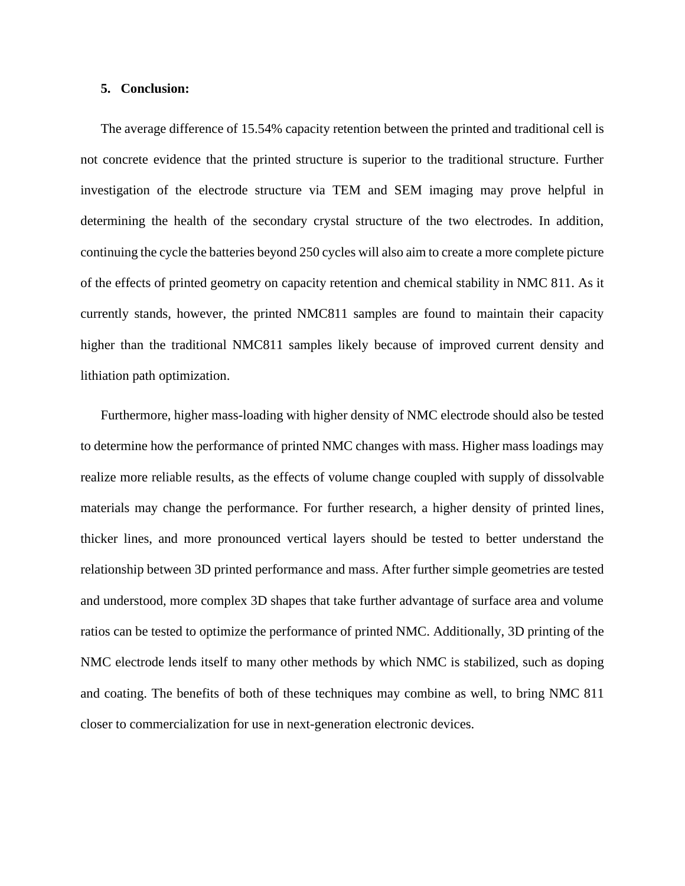## 5. Conclusion:

The average difference of 15.54% capacity retention between the printed and traditional cell is not concrete evidence that the printed structure is superior to the traditional structure. Further investigation of the electrode structure via TEM and SEM imaging may prove helpful in determining the health of the secondary crystal structure of the two electrodes. In addition, continuing the cycle the batteries beyond 250 cycles will also aim to create a more complete picture of the effects of printed geometry on capacity retention and chemical stability in NMC 811. As it currently stands, however, the printed NMC811 samples are found to maintain their capacity higher than the traditional NMC811 samples likely because of improved current density and lithiation path optimization.

Furthermore, higher mass-loading with higher density of NMC electrode should also be tested to determine how the performance of printed NMC changes with mass. Higher mass loadings may realize more reliable results, as the effects of volume change coupled with supply of dissolvable materials may change the performance. For further research, a higher density of printed lines, thicker lines, and more pronounced vertical layers should be tested to better understand the relationship between 3D printed performance and mass. After further simple geometries are tested and understood, more complex 3D shapes that take further advantage of surface area and volume ratios can be tested to optimize the performance of printed NMC. Additionally, 3D printing of the NMC electrode lends itself to many other methods by which NMC is stabilized, such as doping and coating. The benefits of both of these techniques may combine as well, to bring NMC 811 closer to commercialization for use in next-generation electronic devices.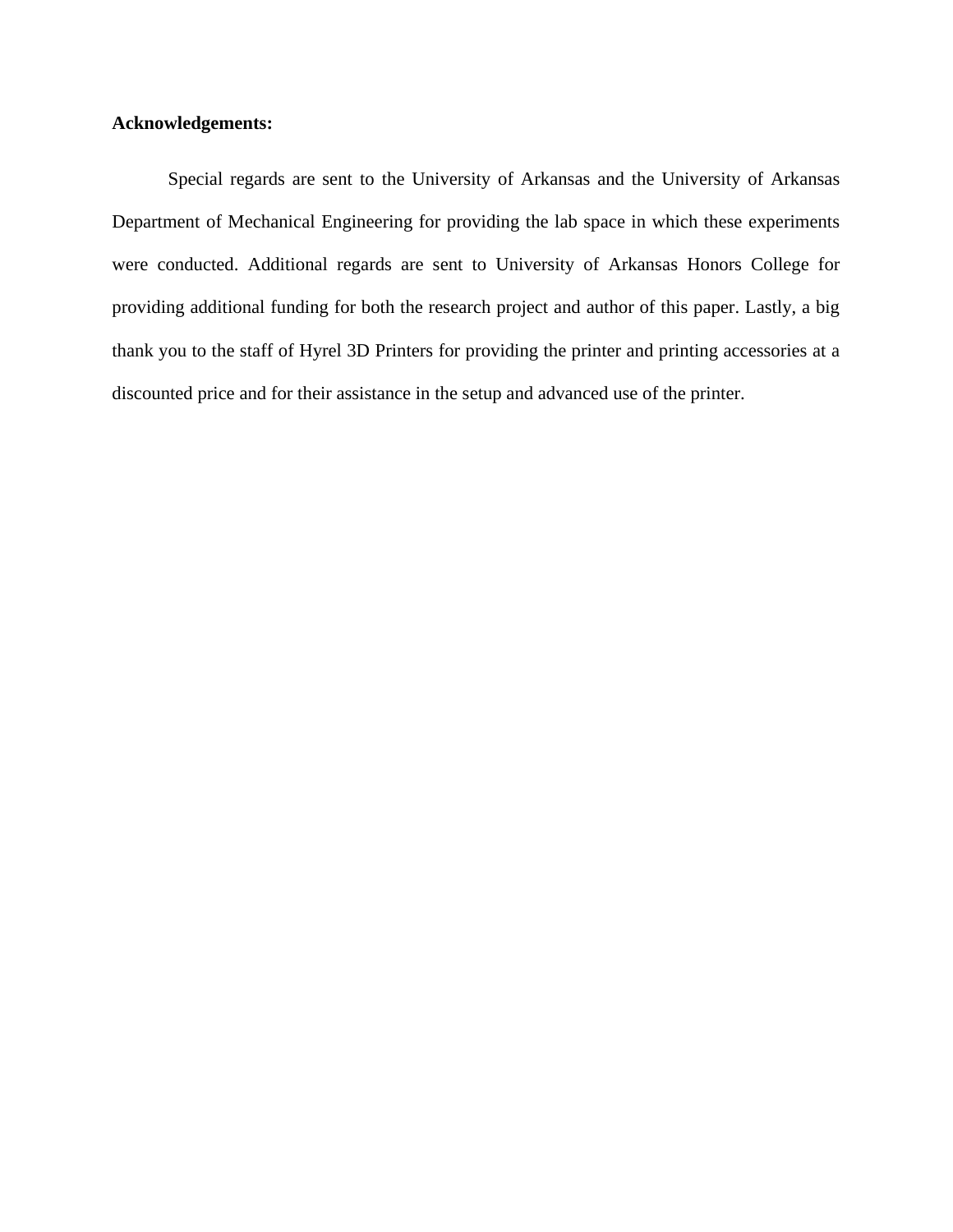**Acknowledgements:**

Special regards are sent to the University of Arkansas and the University of Arkansas Department of Mechanical Engineering for providing the lab space in which these experiments were conducted. Additional regards are sent to University of Arkansas Honors College for providing additional funding for both the research project and author of this paper. Lastly, a big thank you to the staff of Hyrel 3D Printers for providing the printer and printing accessories at a discounted price and for their assistance in the setup and advanced use of the printer.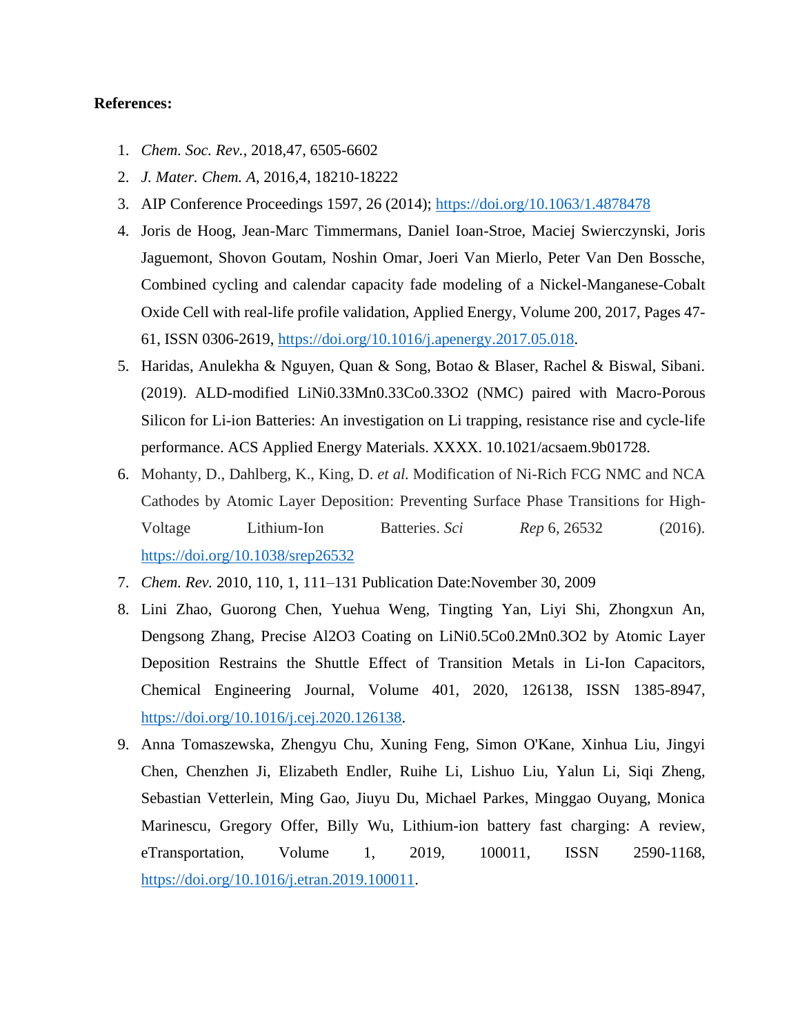**References:**

1. *Chem. Soc. Rev.*, 2018,47, 6505-6602
2. *J. Mater. Chem. A*, 2016,4, 18210-18222
3. AIP Conference Proceedings 1597, 26 (2014); https://doi.org/10.1063/1.4878478
4. Joris de Hoog, Jean-Marc Timmermans, Daniel Ioan-Stroe, Maciej Swierczynski, Joris Jaguemont, Shovon Goutam, Noshin Omar, Joeri Van Mierlo, Peter Van Den Bossche, Combined cycling and calendar capacity fade modeling of a Nickel-Manganese-Cobalt Oxide Cell with real-life profile validation, Applied Energy, Volume 200, 2017, Pages 47-61, ISSN 0306-2619, https://doi.org/10.1016/j.apenergy.2017.05.018.
5. Haridas, Anulekha & Nguyen, Quan & Song, Botao & Blaser, Rachel & Biswal, Sibani. (2019). ALD-modified $LiNi_{0.33}Mn_{0.33}Co_{0.33}O_2$ (NMC) paired with Macro-Porous Silicon for Li-ion Batteries: An investigation on Li trapping, resistance rise and cycle-life performance. ACS Applied Energy Materials. XXXX. 10.1021/acsaem.9b01728.
6. Mohanty, D., Dahlberg, K., King, D. *et al.* Modification of Ni-Rich FCG NMC and NCA Cathodes by Atomic Layer Deposition: Preventing Surface Phase Transitions for High-Voltage Lithium-Ion Batteries. *Sci Rep* 6, 26532 (2016). https://doi.org/10.1038/srep26532
7. *Chem. Rev.* 2010, 110, 1, 111–131 Publication Date:November 30, 2009
8. Lini Zhao, Guorong Chen, Yuehua Weng, Tingting Yan, Liyi Shi, Zhongxun An, Dengsong Zhang, Precise $Al_2O_3$ Coating on $LiNi_{0.5}Co_{0.2}Mn_{0.3}O_2$ by Atomic Layer Deposition Restrains the Shuttle Effect of Transition Metals in Li-Ion Capacitors, Chemical Engineering Journal, Volume 401, 2020, 126138, ISSN 1385-8947, https://doi.org/10.1016/j.cej.2020.126138.
9. Anna Tomaszewska, Zhengyu Chu, Xuning Feng, Simon O'Kane, Xinhua Liu, Jingyi Chen, Chenzhen Ji, Elizabeth Endler, Ruihe Li, Lishuo Liu, Yalun Li, Siqi Zheng, Sebastian Vetterlein, Ming Gao, Jiuyu Du, Michael Parkes, Minggao Ouyang, Monica Marinescu, Gregory Offer, Billy Wu, Lithium-ion battery fast charging: A review, eTransportation, Volume 1, 2019, 100011, ISSN 2590-1168, https://doi.org/10.1016/j.etran.2019.100011.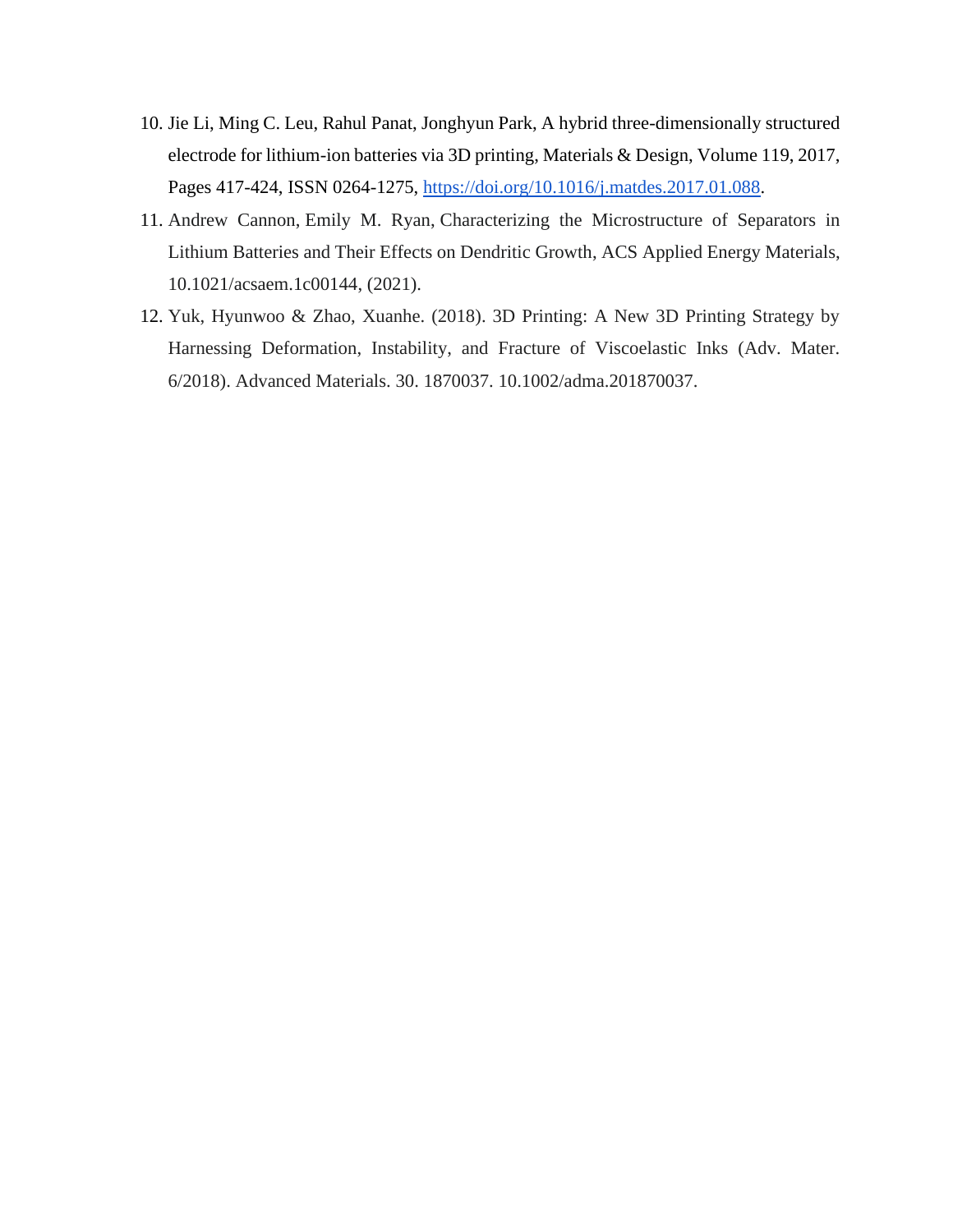10. Jie Li, Ming C. Leu, Rahul Panat, Jonghyun Park, A hybrid three-dimensionally structured electrode for lithium-ion batteries via 3D printing, Materials & Design, Volume 119, 2017, Pages 417-424, ISSN 0264-1275, https://doi.org/10.1016/j.matdes.2017.01.088.
11. Andrew Cannon, Emily M. Ryan, Characterizing the Microstructure of Separators in Lithium Batteries and Their Effects on Dendritic Growth, ACS Applied Energy Materials, 10.1021/acsaem.1c00144, (2021).
12. Yuk, Hyunwoo & Zhao, Xuanhe. (2018). 3D Printing: A New 3D Printing Strategy by Harnessing Deformation, Instability, and Fracture of Viscoelastic Inks (Adv. Mater. 6/2018). Advanced Materials. 30. 1870037. 10.1002/adma.201870037.